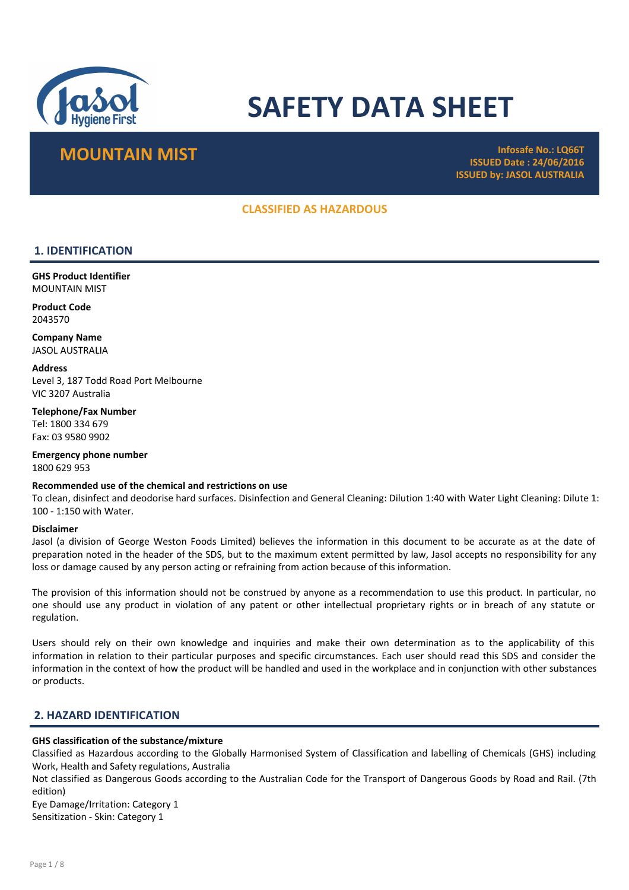# SAFETY DATA SHEET

## MOUNTAIN MIST

**Infosafe No.: LQ66T**
**ISSUED Date : 24/06/2016**
**ISSUED by: JASOL AUSTRALIA**

**CLASSIFIED AS HAZARDOUS**

## 1. IDENTIFICATION

**GHS Product Identifier**
MOUNTAIN MIST

**Product Code**
2043570

**Company Name**
JASOL AUSTRALIA

**Address**
Level 3, 187 Todd Road Port Melbourne
VIC 3207 Australia

**Telephone/Fax Number**
Tel: 1800 334 679
Fax: 03 9580 9902

**Emergency phone number**
1800 629 953

**Recommended use of the chemical and restrictions on use**
To clean, disinfect and deodorise hard surfaces. Disinfection and General Cleaning: Dilution 1:40 with Water Light Cleaning: Dilute 1: 100 - 1:150 with Water.

**Disclaimer**
Jasol (a division of George Weston Foods Limited) believes the information in this document to be accurate as at the date of preparation noted in the header of the SDS, but to the maximum extent permitted by law, Jasol accepts no responsibility for any loss or damage caused by any person acting or refraining from action because of this information.

The provision of this information should not be construed by anyone as a recommendation to use this product. In particular, no one should use any product in violation of any patent or other intellectual proprietary rights or in breach of any statute or regulation.

Users should rely on their own knowledge and inquiries and make their own determination as to the applicability of this information in relation to their particular purposes and specific circumstances. Each user should read this SDS and consider the information in the context of how the product will be handled and used in the workplace and in conjunction with other substances or products.

## 2. HAZARD IDENTIFICATION

**GHS classification of the substance/mixture**
Classified as Hazardous according to the Globally Harmonised System of Classification and labelling of Chemicals (GHS) including Work, Health and Safety regulations, Australia
Not classified as Dangerous Goods according to the Australian Code for the Transport of Dangerous Goods by Road and Rail. (7th edition)
Eye Damage/Irritation: Category 1
Sensitization - Skin: Category 1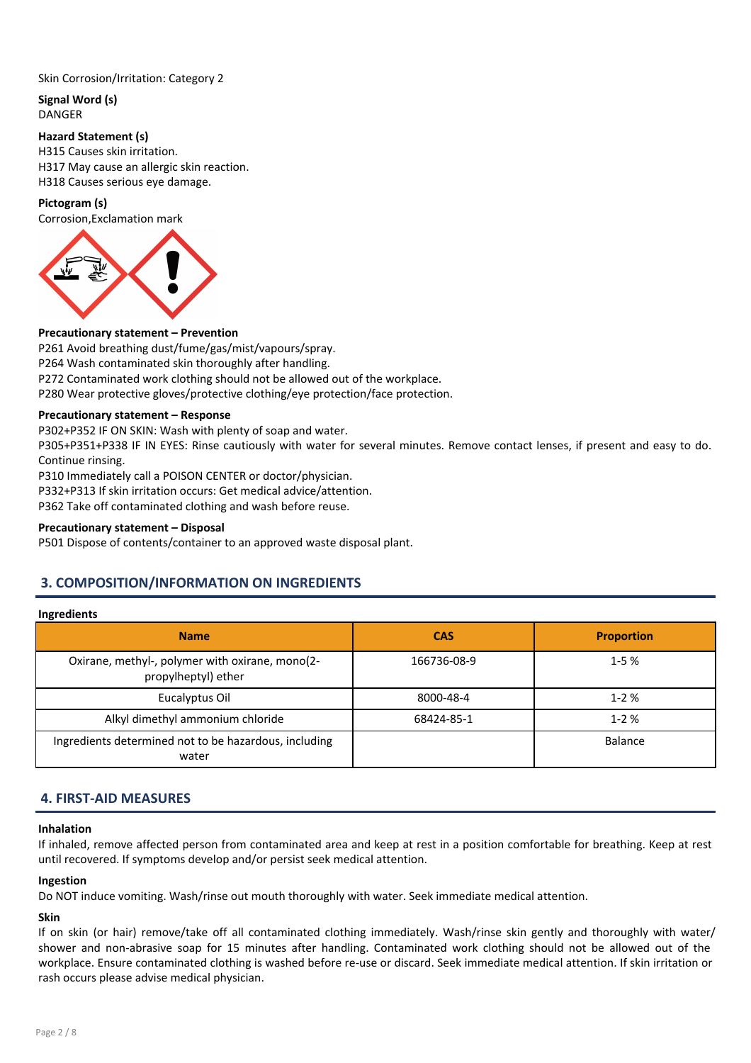Skin Corrosion/Irritation: Category 2

**Signal Word (s)**
DANGER

**Hazard Statement (s)**
H315 Causes skin irritation.
H317 May cause an allergic skin reaction.
H318 Causes serious eye damage.

**Pictogram (s)**
Corrosion,Exclamation mark

**Precautionary statement – Prevention**
P261 Avoid breathing dust/fume/gas/mist/vapours/spray.
P264 Wash contaminated skin thoroughly after handling.
P272 Contaminated work clothing should not be allowed out of the workplace.
P280 Wear protective gloves/protective clothing/eye protection/face protection.

**Precautionary statement – Response**
P302+P352 IF ON SKIN: Wash with plenty of soap and water.
P305+P351+P338 IF IN EYES: Rinse cautiously with water for several minutes. Remove contact lenses, if present and easy to do. Continue rinsing.
P310 Immediately call a POISON CENTER or doctor/physician.
P332+P313 If skin irritation occurs: Get medical advice/attention.
P362 Take off contaminated clothing and wash before reuse.

**Precautionary statement – Disposal**
P501 Dispose of contents/container to an approved waste disposal plant.

## 3. COMPOSITION/INFORMATION ON INGREDIENTS

**Ingredients**

| Name | CAS | Proportion |
|---|---|---|
| Oxirane, methyl-, polymer with oxirane, mono(2-propylheptyl) ether | 166736-08-9 | 1-5 % |
| Eucalyptus Oil | 8000-48-4 | 1-2 % |
| Alkyl dimethyl ammonium chloride | 68424-85-1 | 1-2 % |
| Ingredients determined not to be hazardous, including water | | Balance |

## 4. FIRST-AID MEASURES

**Inhalation**
If inhaled, remove affected person from contaminated area and keep at rest in a position comfortable for breathing. Keep at rest until recovered. If symptoms develop and/or persist seek medical attention.

**Ingestion**
Do NOT induce vomiting. Wash/rinse out mouth thoroughly with water. Seek immediate medical attention.

**Skin**
If on skin (or hair) remove/take off all contaminated clothing immediately. Wash/rinse skin gently and thoroughly with water/ shower and non-abrasive soap for 15 minutes after handling. Contaminated work clothing should not be allowed out of the workplace. Ensure contaminated clothing is washed before re-use or discard. Seek immediate medical attention. If skin irritation or rash occurs please advise medical physician.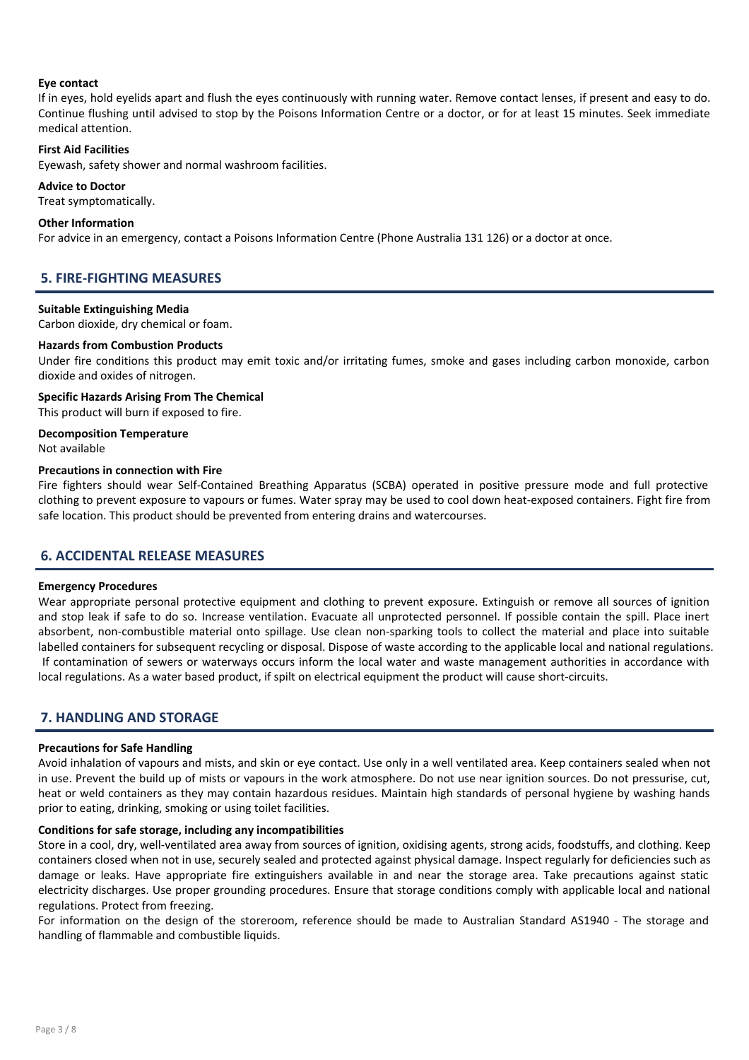**Eye contact**

If in eyes, hold eyelids apart and flush the eyes continuously with running water. Remove contact lenses, if present and easy to do. Continue flushing until advised to stop by the Poisons Information Centre or a doctor, or for at least 15 minutes. Seek immediate medical attention.

**First Aid Facilities**

Eyewash, safety shower and normal washroom facilities.

**Advice to Doctor**

Treat symptomatically.

**Other Information**

For advice in an emergency, contact a Poisons Information Centre (Phone Australia 131 126) or a doctor at once.

## 5. FIRE-FIGHTING MEASURES

**Suitable Extinguishing Media**

Carbon dioxide, dry chemical or foam.

**Hazards from Combustion Products**

Under fire conditions this product may emit toxic and/or irritating fumes, smoke and gases including carbon monoxide, carbon dioxide and oxides of nitrogen.

**Specific Hazards Arising From The Chemical**

This product will burn if exposed to fire.

**Decomposition Temperature**

Not available

**Precautions in connection with Fire**

Fire fighters should wear Self-Contained Breathing Apparatus (SCBA) operated in positive pressure mode and full protective clothing to prevent exposure to vapours or fumes. Water spray may be used to cool down heat-exposed containers. Fight fire from safe location. This product should be prevented from entering drains and watercourses.

## 6. ACCIDENTAL RELEASE MEASURES

**Emergency Procedures**

Wear appropriate personal protective equipment and clothing to prevent exposure. Extinguish or remove all sources of ignition and stop leak if safe to do so. Increase ventilation. Evacuate all unprotected personnel. If possible contain the spill. Place inert absorbent, non-combustible material onto spillage. Use clean non-sparking tools to collect the material and place into suitable labelled containers for subsequent recycling or disposal. Dispose of waste according to the applicable local and national regulations. If contamination of sewers or waterways occurs inform the local water and waste management authorities in accordance with local regulations. As a water based product, if spilt on electrical equipment the product will cause short-circuits.

## 7. HANDLING AND STORAGE

**Precautions for Safe Handling**

Avoid inhalation of vapours and mists, and skin or eye contact. Use only in a well ventilated area. Keep containers sealed when not in use. Prevent the build up of mists or vapours in the work atmosphere. Do not use near ignition sources. Do not pressurise, cut, heat or weld containers as they may contain hazardous residues. Maintain high standards of personal hygiene by washing hands prior to eating, drinking, smoking or using toilet facilities.

**Conditions for safe storage, including any incompatibilities**

Store in a cool, dry, well-ventilated area away from sources of ignition, oxidising agents, strong acids, foodstuffs, and clothing. Keep containers closed when not in use, securely sealed and protected against physical damage. Inspect regularly for deficiencies such as damage or leaks. Have appropriate fire extinguishers available in and near the storage area. Take precautions against static electricity discharges. Use proper grounding procedures. Ensure that storage conditions comply with applicable local and national regulations. Protect from freezing.

For information on the design of the storeroom, reference should be made to Australian Standard AS1940 - The storage and handling of flammable and combustible liquids.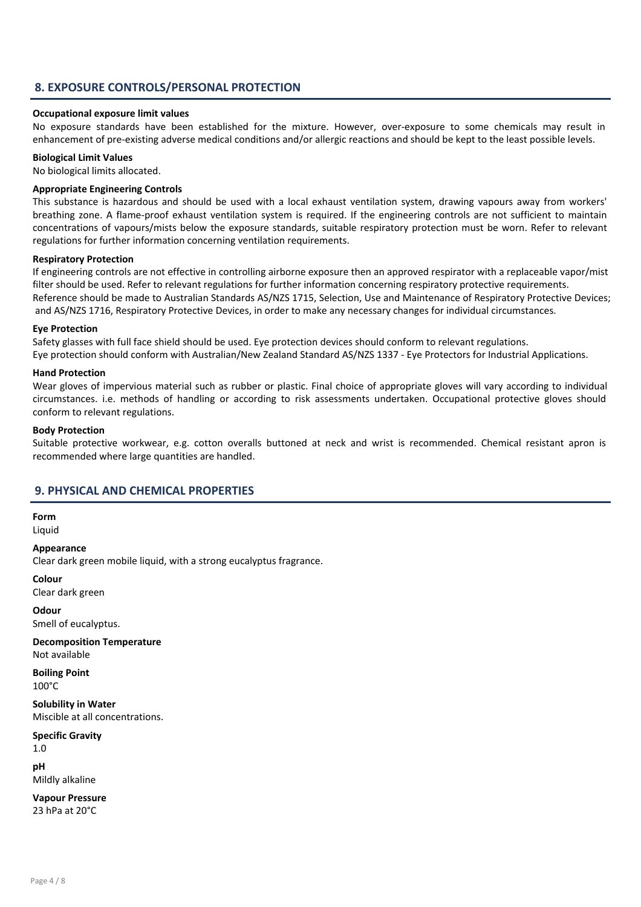## 8. EXPOSURE CONTROLS/PERSONAL PROTECTION

**Occupational exposure limit values**

No exposure standards have been established for the mixture. However, over-exposure to some chemicals may result in enhancement of pre-existing adverse medical conditions and/or allergic reactions and should be kept to the least possible levels.

**Biological Limit Values**

No biological limits allocated.

**Appropriate Engineering Controls**

This substance is hazardous and should be used with a local exhaust ventilation system, drawing vapours away from workers' breathing zone. A flame-proof exhaust ventilation system is required. If the engineering controls are not sufficient to maintain concentrations of vapours/mists below the exposure standards, suitable respiratory protection must be worn. Refer to relevant regulations for further information concerning ventilation requirements.

**Respiratory Protection**

If engineering controls are not effective in controlling airborne exposure then an approved respirator with a replaceable vapor/mist filter should be used. Refer to relevant regulations for further information concerning respiratory protective requirements.
Reference should be made to Australian Standards AS/NZS 1715, Selection, Use and Maintenance of Respiratory Protective Devices; and AS/NZS 1716, Respiratory Protective Devices, in order to make any necessary changes for individual circumstances.

**Eye Protection**

Safety glasses with full face shield should be used. Eye protection devices should conform to relevant regulations.
Eye protection should conform with Australian/New Zealand Standard AS/NZS 1337 - Eye Protectors for Industrial Applications.

**Hand Protection**

Wear gloves of impervious material such as rubber or plastic. Final choice of appropriate gloves will vary according to individual circumstances. i.e. methods of handling or according to risk assessments undertaken. Occupational protective gloves should conform to relevant regulations.

**Body Protection**

Suitable protective workwear, e.g. cotton overalls buttoned at neck and wrist is recommended. Chemical resistant apron is recommended where large quantities are handled.

## 9. PHYSICAL AND CHEMICAL PROPERTIES

**Form**
Liquid

**Appearance**
Clear dark green mobile liquid, with a strong eucalyptus fragrance.

**Colour**
Clear dark green

**Odour**
Smell of eucalyptus.

**Decomposition Temperature**
Not available

**Boiling Point**
100°C

**Solubility in Water**
Miscible at all concentrations.

**Specific Gravity**
1.0

**pH**
Mildly alkaline

**Vapour Pressure**
23 hPa at 20°C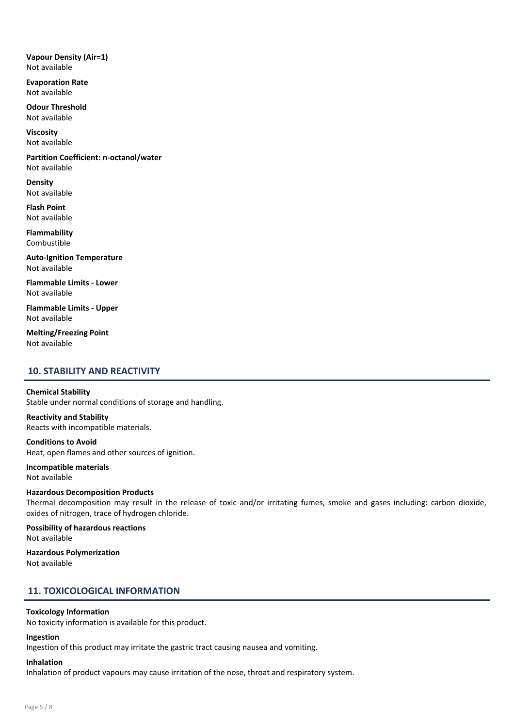**Vapour Density (Air=1)**
Not available

**Evaporation Rate**
Not available

**Odour Threshold**
Not available

**Viscosity**
Not available

**Partition Coefficient: n-octanol/water**
Not available

**Density**
Not available

**Flash Point**
Not available

**Flammability**
Combustible

**Auto-Ignition Temperature**
Not available

**Flammable Limits - Lower**
Not available

**Flammable Limits - Upper**
Not available

**Melting/Freezing Point**
Not available

## 10. STABILITY AND REACTIVITY

**Chemical Stability**
Stable under normal conditions of storage and handling.

**Reactivity and Stability**
Reacts with incompatible materials.

**Conditions to Avoid**
Heat, open flames and other sources of ignition.

**Incompatible materials**
Not available

**Hazardous Decomposition Products**
Thermal decomposition may result in the release of toxic and/or irritating fumes, smoke and gases including: carbon dioxide, oxides of nitrogen, trace of hydrogen chloride.

**Possibility of hazardous reactions**
Not available

**Hazardous Polymerization**
Not available

## 11. TOXICOLOGICAL INFORMATION

**Toxicology Information**
No toxicity information is available for this product.

**Ingestion**
Ingestion of this product may irritate the gastric tract causing nausea and vomiting.

**Inhalation**
Inhalation of product vapours may cause irritation of the nose, throat and respiratory system.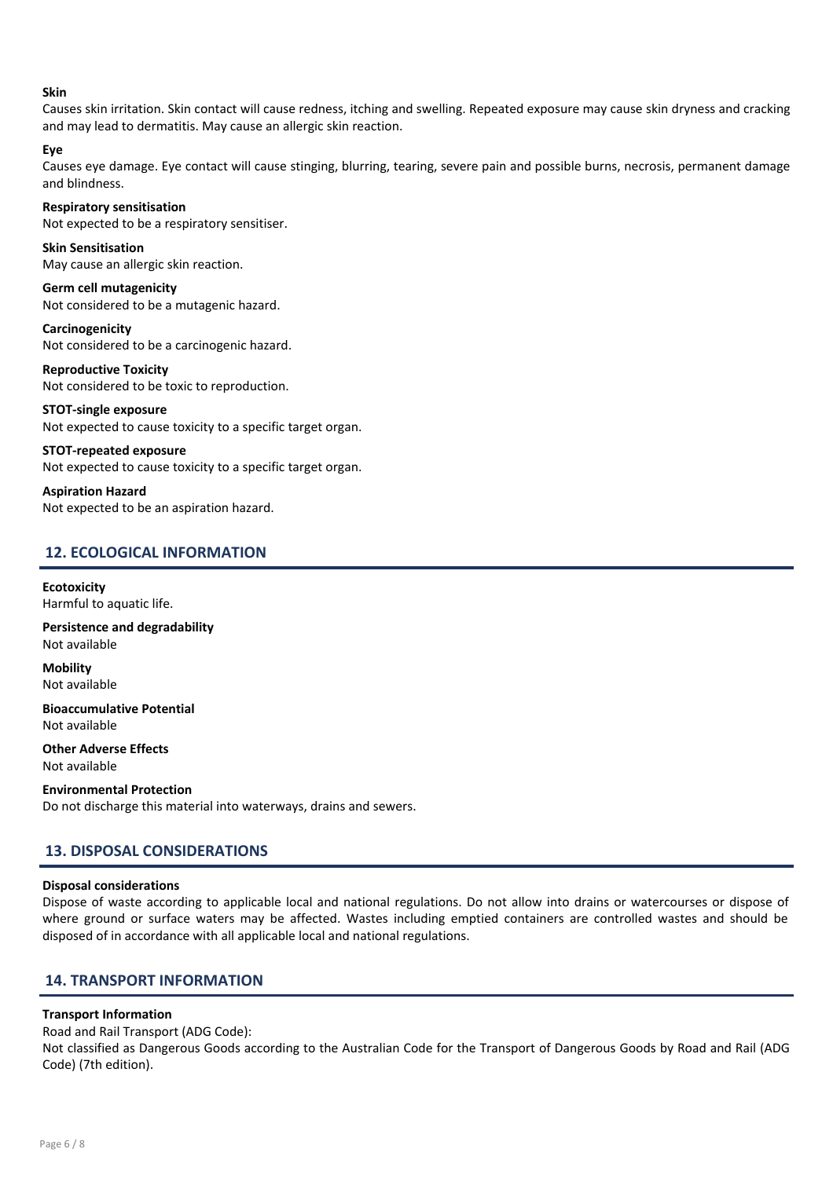**Skin**

Causes skin irritation. Skin contact will cause redness, itching and swelling. Repeated exposure may cause skin dryness and cracking and may lead to dermatitis. May cause an allergic skin reaction.

**Eye**

Causes eye damage. Eye contact will cause stinging, blurring, tearing, severe pain and possible burns, necrosis, permanent damage and blindness.

**Respiratory sensitisation**

Not expected to be a respiratory sensitiser.

**Skin Sensitisation**

May cause an allergic skin reaction.

**Germ cell mutagenicity**

Not considered to be a mutagenic hazard.

**Carcinogenicity**

Not considered to be a carcinogenic hazard.

**Reproductive Toxicity**

Not considered to be toxic to reproduction.

**STOT-single exposure**

Not expected to cause toxicity to a specific target organ.

**STOT-repeated exposure**

Not expected to cause toxicity to a specific target organ.

**Aspiration Hazard**

Not expected to be an aspiration hazard.

## 12. ECOLOGICAL INFORMATION

**Ecotoxicity**

Harmful to aquatic life.

**Persistence and degradability**

Not available

**Mobility**

Not available

**Bioaccumulative Potential**

Not available

**Other Adverse Effects**

Not available

**Environmental Protection**

Do not discharge this material into waterways, drains and sewers.

## 13. DISPOSAL CONSIDERATIONS

**Disposal considerations**

Dispose of waste according to applicable local and national regulations. Do not allow into drains or watercourses or dispose of where ground or surface waters may be affected. Wastes including emptied containers are controlled wastes and should be disposed of in accordance with all applicable local and national regulations.

## 14. TRANSPORT INFORMATION

**Transport Information**

Road and Rail Transport (ADG Code):

Not classified as Dangerous Goods according to the Australian Code for the Transport of Dangerous Goods by Road and Rail (ADG Code) (7th edition).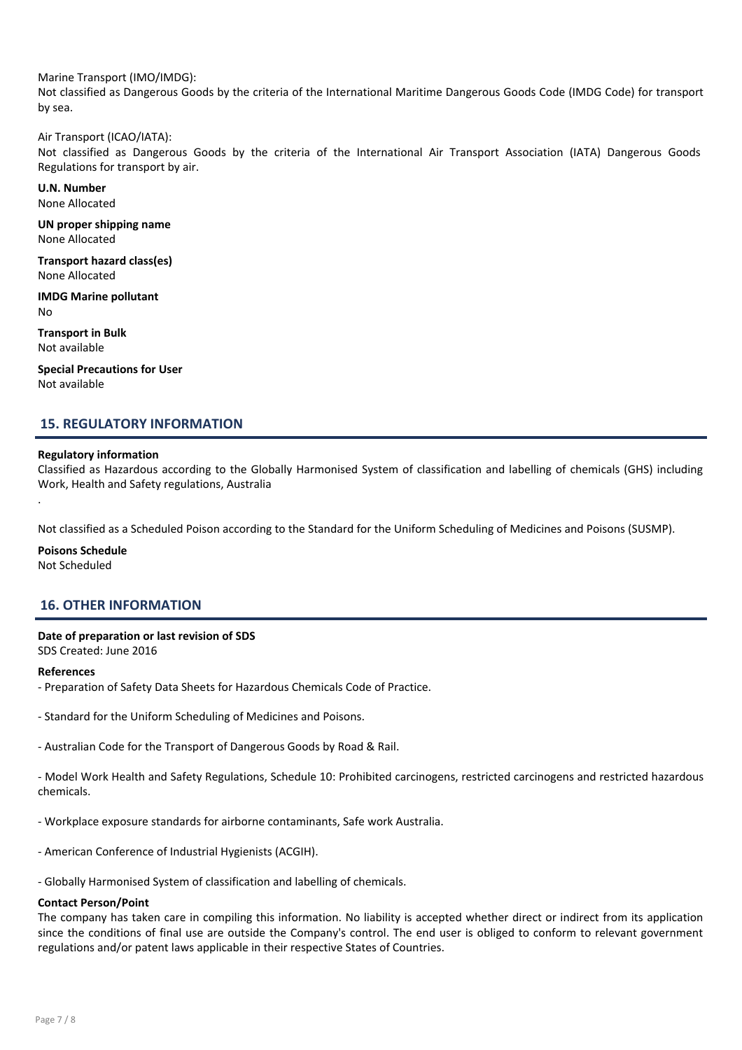Marine Transport (IMO/IMDG):
Not classified as Dangerous Goods by the criteria of the International Maritime Dangerous Goods Code (IMDG Code) for transport by sea.

Air Transport (ICAO/IATA):
Not classified as Dangerous Goods by the criteria of the International Air Transport Association (IATA) Dangerous Goods Regulations for transport by air.

**U.N. Number**
None Allocated

**UN proper shipping name**
None Allocated

**Transport hazard class(es)**
None Allocated

**IMDG Marine pollutant**
No

**Transport in Bulk**
Not available

**Special Precautions for User**
Not available

## 15. REGULATORY INFORMATION

**Regulatory information**
Classified as Hazardous according to the Globally Harmonised System of classification and labelling of chemicals (GHS) including Work, Health and Safety regulations, Australia

.

Not classified as a Scheduled Poison according to the Standard for the Uniform Scheduling of Medicines and Poisons (SUSMP).

**Poisons Schedule**
Not Scheduled

## 16. OTHER INFORMATION

**Date of preparation or last revision of SDS**
SDS Created: June 2016

**References**

- Preparation of Safety Data Sheets for Hazardous Chemicals Code of Practice.

- Standard for the Uniform Scheduling of Medicines and Poisons.

- Australian Code for the Transport of Dangerous Goods by Road & Rail.

- Model Work Health and Safety Regulations, Schedule 10: Prohibited carcinogens, restricted carcinogens and restricted hazardous chemicals.

- Workplace exposure standards for airborne contaminants, Safe work Australia.

- American Conference of Industrial Hygienists (ACGIH).

- Globally Harmonised System of classification and labelling of chemicals.

**Contact Person/Point**
The company has taken care in compiling this information. No liability is accepted whether direct or indirect from its application since the conditions of final use are outside the Company's control. The end user is obliged to conform to relevant government regulations and/or patent laws applicable in their respective States of Countries.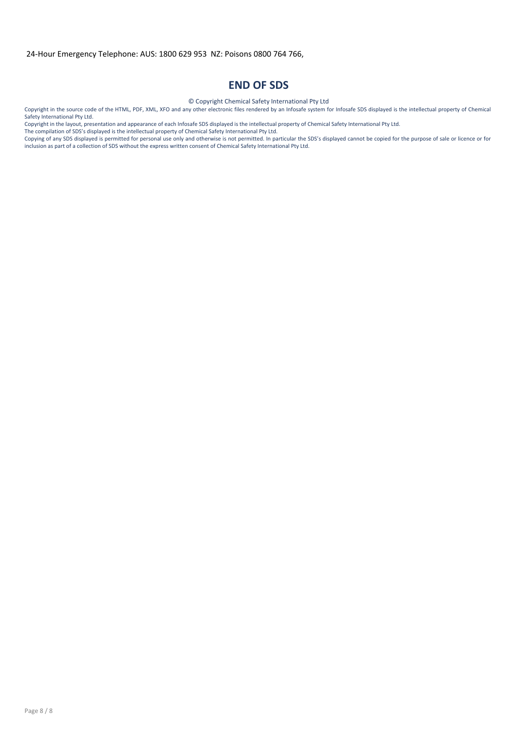24-Hour Emergency Telephone: AUS: 1800 629 953 NZ: Poisons 0800 764 766,

## END OF SDS

© Copyright Chemical Safety International Pty Ltd

Copyright in the source code of the HTML, PDF, XML, XFO and any other electronic files rendered by an Infosafe system for Infosafe SDS displayed is the intellectual property of Chemical Safety International Pty Ltd.

Copyright in the layout, presentation and appearance of each Infosafe SDS displayed is the intellectual property of Chemical Safety International Pty Ltd.

The compilation of SDS's displayed is the intellectual property of Chemical Safety International Pty Ltd.

Copying of any SDS displayed is permitted for personal use only and otherwise is not permitted. In particular the SDS's displayed cannot be copied for the purpose of sale or licence or for inclusion as part of a collection of SDS without the express written consent of Chemical Safety International Pty Ltd.